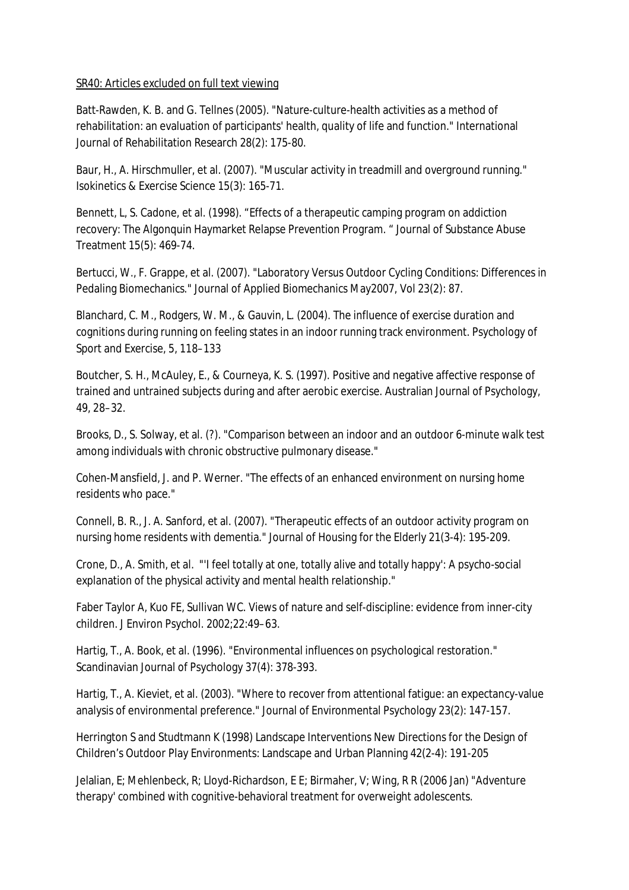<u>SR40: Articles excluded on full text viewing</u>

Batt-Rawden, K. B. and G. Tellnes (2005). "Nature-culture-health activities as a method of rehabilitation: an evaluation of participants' health, quality of life and function." International Journal of Rehabilitation Research 28(2): 175-80.

Baur, H., A. Hirschmuller, et al. (2007). "Muscular activity in treadmill and overground running." Isokinetics & Exercise Science 15(3): 165-71.

Bennett, L, S. Cadone, et al. (1998). "Effects of a therapeutic camping program on addiction recovery: The Algonquin Haymarket Relapse Prevention Program. " Journal of Substance Abuse Treatment 15(5): 469-74.

Bertucci, W., F. Grappe, et al. (2007). "Laboratory Versus Outdoor Cycling Conditions: Differences in Pedaling Biomechanics." Journal of Applied Biomechanics May2007, Vol 23(2): 87.

Blanchard, C. M., Rodgers, W. M., & Gauvin, L. (2004). The influence of exercise duration and cognitions during running on feeling states in an indoor running track environment. Psychology of Sport and Exercise, 5, 118–133

Boutcher, S. H., McAuley, E., & Courneya, K. S. (1997). Positive and negative affective response of trained and untrained subjects during and after aerobic exercise. Australian Journal of Psychology, 49, 28–32.

Brooks, D., S. Solway, et al. (?). "Comparison between an indoor and an outdoor 6-minute walk test among individuals with chronic obstructive pulmonary disease."

Cohen-Mansfield, J. and P. Werner. "The effects of an enhanced environment on nursing home residents who pace."

Connell, B. R., J. A. Sanford, et al. (2007). "Therapeutic effects of an outdoor activity program on nursing home residents with dementia." Journal of Housing for the Elderly 21(3-4): 195-209.

Crone, D., A. Smith, et al. "'I feel totally at one, totally alive and totally happy': A psycho-social explanation of the physical activity and mental health relationship."

Faber Taylor A, Kuo FE, Sullivan WC. Views of nature and self-discipline: evidence from inner-city children. J Environ Psychol. 2002;22:49–63.

Hartig, T., A. Book, et al. (1996). "Environmental influences on psychological restoration." Scandinavian Journal of Psychology 37(4): 378-393.

Hartig, T., A. Kieviet, et al. (2003). "Where to recover from attentional fatigue: an expectancy-value analysis of environmental preference." Journal of Environmental Psychology 23(2): 147-157.

Herrington S and Studtmann K (1998) Landscape Interventions New Directions for the Design of Children's Outdoor Play Environments: Landscape and Urban Planning 42(2-4): 191-205

Jelalian, E; Mehlenbeck, R; Lloyd-Richardson, E E; Birmaher, V; Wing, R R (2006 Jan) "Adventure therapy' combined with cognitive-behavioral treatment for overweight adolescents.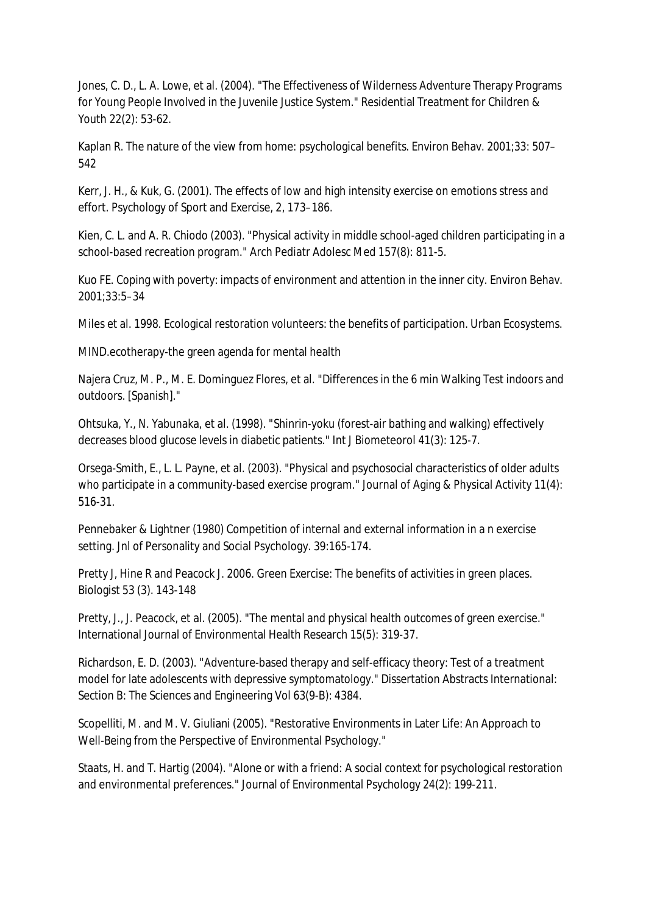Jones, C. D., L. A. Lowe, et al. (2004). "The Effectiveness of Wilderness Adventure Therapy Programs for Young People Involved in the Juvenile Justice System." Residential Treatment for Children & Youth 22(2): 53-62.

Kaplan R. The nature of the view from home: psychological benefits. Environ Behav. 2001;33: 507–542

Kerr, J. H., & Kuk, G. (2001). The effects of low and high intensity exercise on emotions stress and effort. Psychology of Sport and Exercise, 2, 173–186.

Kien, C. L. and A. R. Chiodo (2003). "Physical activity in middle school-aged children participating in a school-based recreation program." Arch Pediatr Adolesc Med 157(8): 811-5.

Kuo FE. Coping with poverty: impacts of environment and attention in the inner city. Environ Behav. 2001;33:5–34

Miles et al. 1998. Ecological restoration volunteers: the benefits of participation. Urban Ecosystems.

MIND.ecotherapy-the green agenda for mental health

Najera Cruz, M. P., M. E. Dominguez Flores, et al. "Differences in the 6 min Walking Test indoors and outdoors. [Spanish]."

Ohtsuka, Y., N. Yabunaka, et al. (1998). "Shinrin-yoku (forest-air bathing and walking) effectively decreases blood glucose levels in diabetic patients." Int J Biometeorol 41(3): 125-7.

Orsega-Smith, E., L. L. Payne, et al. (2003). "Physical and psychosocial characteristics of older adults who participate in a community-based exercise program." Journal of Aging & Physical Activity 11(4): 516-31.

Pennebaker & Lightner (1980) Competition of internal and external information in a n exercise setting. Jnl of Personality and Social Psychology. 39:165-174.

Pretty J, Hine R and Peacock J. 2006. Green Exercise: The benefits of activities in green places. Biologist 53 (3). 143-148

Pretty, J., J. Peacock, et al. (2005). "The mental and physical health outcomes of green exercise." International Journal of Environmental Health Research 15(5): 319-37.

Richardson, E. D. (2003). "Adventure-based therapy and self-efficacy theory: Test of a treatment model for late adolescents with depressive symptomatology." Dissertation Abstracts International: Section B: The Sciences and Engineering Vol 63(9-B): 4384.

Scopelliti, M. and M. V. Giuliani (2005). "Restorative Environments in Later Life: An Approach to Well-Being from the Perspective of Environmental Psychology."

Staats, H. and T. Hartig (2004). "Alone or with a friend: A social context for psychological restoration and environmental preferences." Journal of Environmental Psychology 24(2): 199-211.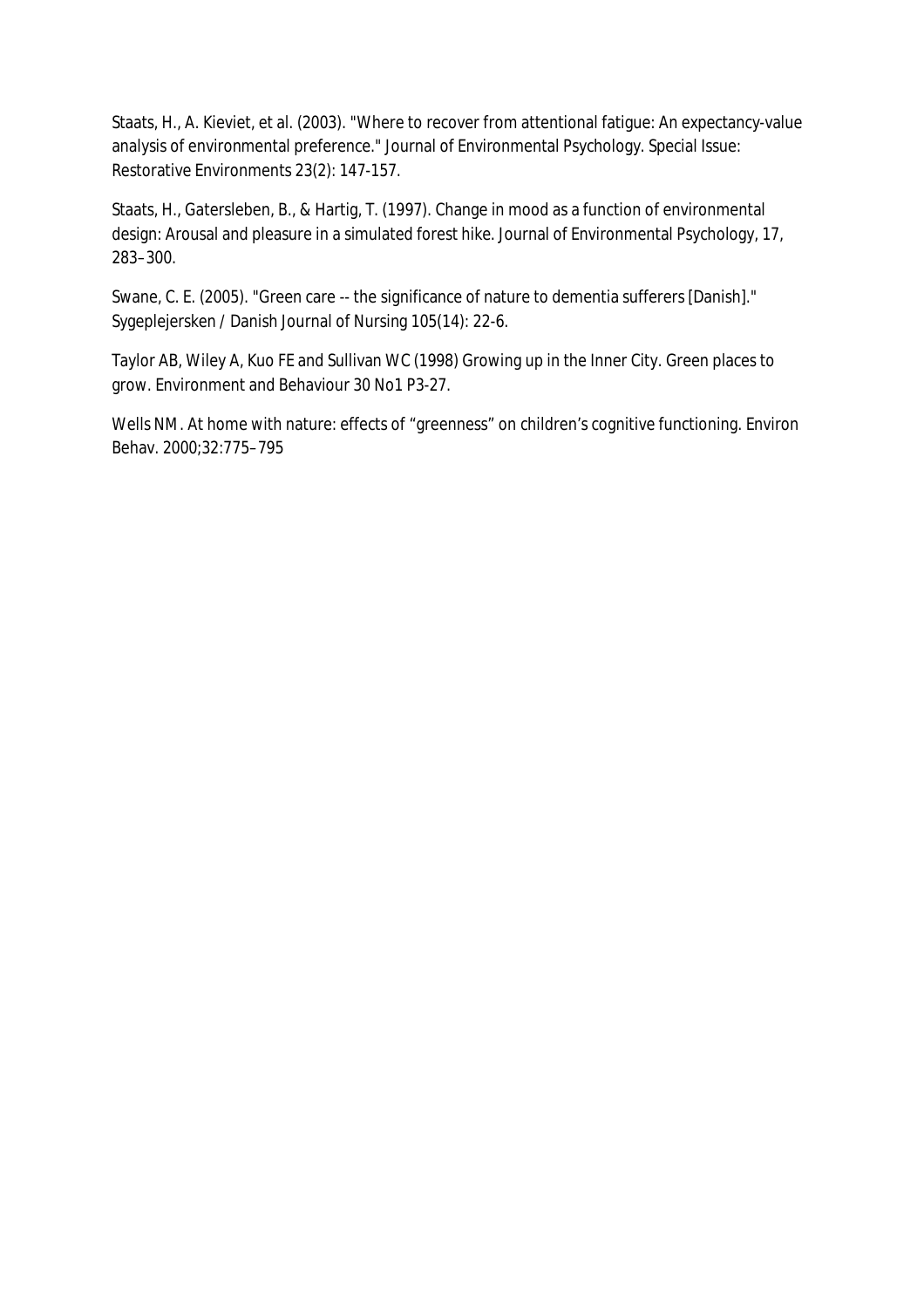Staats, H., A. Kieviet, et al. (2003). "Where to recover from attentional fatigue: An expectancy-value analysis of environmental preference." Journal of Environmental Psychology. Special Issue: Restorative Environments 23(2): 147-157.

Staats, H., Gatersleben, B., & Hartig, T. (1997). Change in mood as a function of environmental design: Arousal and pleasure in a simulated forest hike. Journal of Environmental Psychology, 17, 283–300.

Swane, C. E. (2005). "Green care -- the significance of nature to dementia sufferers [Danish]." Sygeplejersken / Danish Journal of Nursing 105(14): 22-6.

Taylor AB, Wiley A, Kuo FE and Sullivan WC (1998) Growing up in the Inner City. Green places to grow. Environment and Behaviour 30 No1 P3-27.

Wells NM. At home with nature: effects of “greenness” on children’s cognitive functioning. Environ Behav. 2000;32:775–795